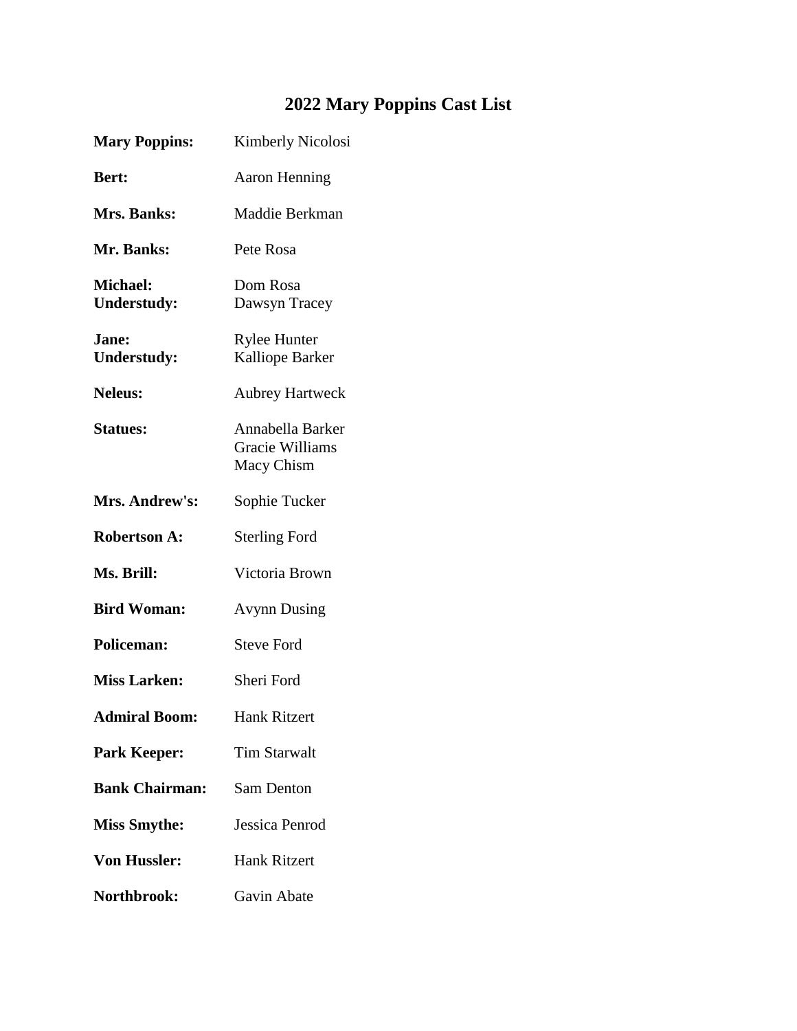# 2022 Mary Poppins Cast List

**Mary Poppins:** Kimberly Nicolosi

**Bert:** Aaron Henning

**Mrs. Banks:** Maddie Berkman

**Mr. Banks:** Pete Rosa

**Michael:** Dom Rosa
**Understudy:** Dawsyn Tracey

**Jane:** Rylee Hunter
**Understudy:** Kalliope Barker

**Neleus:** Aubrey Hartweck

**Statues:** Annabella Barker
Gracie Williams
Macy Chism

**Mrs. Andrew's:** Sophie Tucker

**Robertson A:** Sterling Ford

**Ms. Brill:** Victoria Brown

**Bird Woman:** Avynn Dusing

**Policeman:** Steve Ford

**Miss Larken:** Sheri Ford

**Admiral Boom:** Hank Ritzert

**Park Keeper:** Tim Starwalt

**Bank Chairman:** Sam Denton

**Miss Smythe:** Jessica Penrod

**Von Hussler:** Hank Ritzert

**Northbrook:** Gavin Abate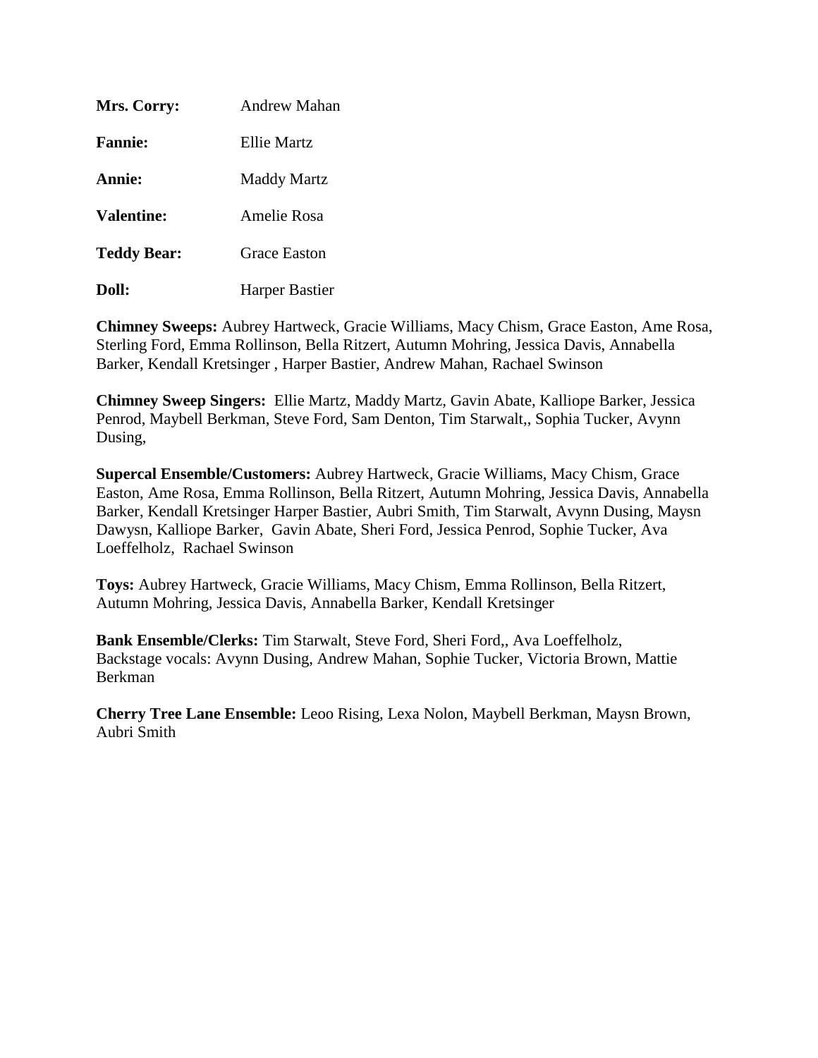**Mrs. Corry:** Andrew Mahan

**Fannie:** Ellie Martz

**Annie:** Maddy Martz

**Valentine:** Amelie Rosa

**Teddy Bear:** Grace Easton

**Doll:** Harper Bastier

**Chimney Sweeps:** Aubrey Hartweck, Gracie Williams, Macy Chism, Grace Easton, Ame Rosa, Sterling Ford, Emma Rollinson, Bella Ritzert, Autumn Mohring, Jessica Davis, Annabella Barker, Kendall Kretsinger , Harper Bastier, Andrew Mahan, Rachael Swinson

**Chimney Sweep Singers:** Ellie Martz, Maddy Martz, Gavin Abate, Kalliope Barker, Jessica Penrod, Maybell Berkman, Steve Ford, Sam Denton, Tim Starwalt,, Sophia Tucker, Avynn Dusing,

**Supercal Ensemble/Customers:** Aubrey Hartweck, Gracie Williams, Macy Chism, Grace Easton, Ame Rosa, Emma Rollinson, Bella Ritzert, Autumn Mohring, Jessica Davis, Annabella Barker, Kendall Kretsinger Harper Bastier, Aubri Smith, Tim Starwalt, Avynn Dusing, Maysn Dawysn, Kalliope Barker, Gavin Abate, Sheri Ford, Jessica Penrod, Sophie Tucker, Ava Loeffelholz, Rachael Swinson

**Toys:** Aubrey Hartweck, Gracie Williams, Macy Chism, Emma Rollinson, Bella Ritzert, Autumn Mohring, Jessica Davis, Annabella Barker, Kendall Kretsinger

**Bank Ensemble/Clerks:** Tim Starwalt, Steve Ford, Sheri Ford,, Ava Loeffelholz,
Backstage vocals: Avynn Dusing, Andrew Mahan, Sophie Tucker, Victoria Brown, Mattie Berkman

**Cherry Tree Lane Ensemble:** Leoo Rising, Lexa Nolon, Maybell Berkman, Maysn Brown, Aubri Smith